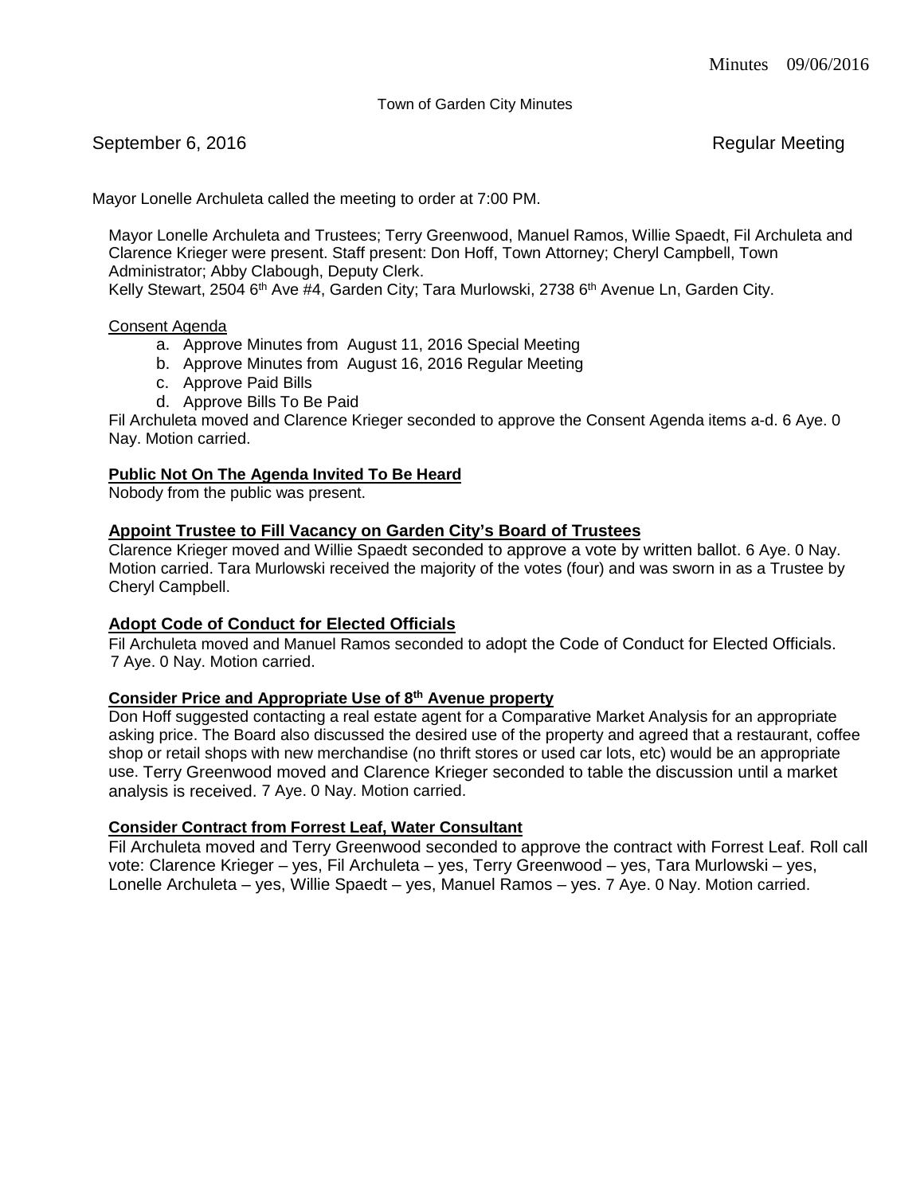Town of Garden City Minutes

September 6, 2016 Regular Meeting

Mayor Lonelle Archuleta called the meeting to order at 7:00 PM.

Mayor Lonelle Archuleta and Trustees; Terry Greenwood, Manuel Ramos, Willie Spaedt, Fil Archuleta and Clarence Krieger were present. Staff present: Don Hoff, Town Attorney; Cheryl Campbell, Town Administrator; Abby Clabough, Deputy Clerk.
Kelly Stewart, 2504 6th Ave #4, Garden City; Tara Murlowski, 2738 6th Avenue Ln, Garden City.

Consent Agenda

a. Approve Minutes from August 11, 2016 Special Meeting
b. Approve Minutes from August 16, 2016 Regular Meeting
c. Approve Paid Bills
d. Approve Bills To Be Paid

Fil Archuleta moved and Clarence Krieger seconded to approve the Consent Agenda items a-d. 6 Aye. 0 Nay. Motion carried.

**Public Not On The Agenda Invited To Be Heard**

Nobody from the public was present.

**Appoint Trustee to Fill Vacancy on Garden City's Board of Trustees**

Clarence Krieger moved and Willie Spaedt seconded to approve a vote by written ballot. 6 Aye. 0 Nay. Motion carried. Tara Murlowski received the majority of the votes (four) and was sworn in as a Trustee by Cheryl Campbell.

**Adopt Code of Conduct for Elected Officials**

Fil Archuleta moved and Manuel Ramos seconded to adopt the Code of Conduct for Elected Officials. 7 Aye. 0 Nay. Motion carried.

**Consider Price and Appropriate Use of 8th Avenue property**

Don Hoff suggested contacting a real estate agent for a Comparative Market Analysis for an appropriate asking price. The Board also discussed the desired use of the property and agreed that a restaurant, coffee shop or retail shops with new merchandise (no thrift stores or used car lots, etc) would be an appropriate use. Terry Greenwood moved and Clarence Krieger seconded to table the discussion until a market analysis is received. 7 Aye. 0 Nay. Motion carried.

**Consider Contract from Forrest Leaf, Water Consultant**

Fil Archuleta moved and Terry Greenwood seconded to approve the contract with Forrest Leaf. Roll call vote: Clarence Krieger – yes, Fil Archuleta – yes, Terry Greenwood – yes, Tara Murlowski – yes, Lonelle Archuleta – yes, Willie Spaedt – yes, Manuel Ramos – yes. 7 Aye. 0 Nay. Motion carried.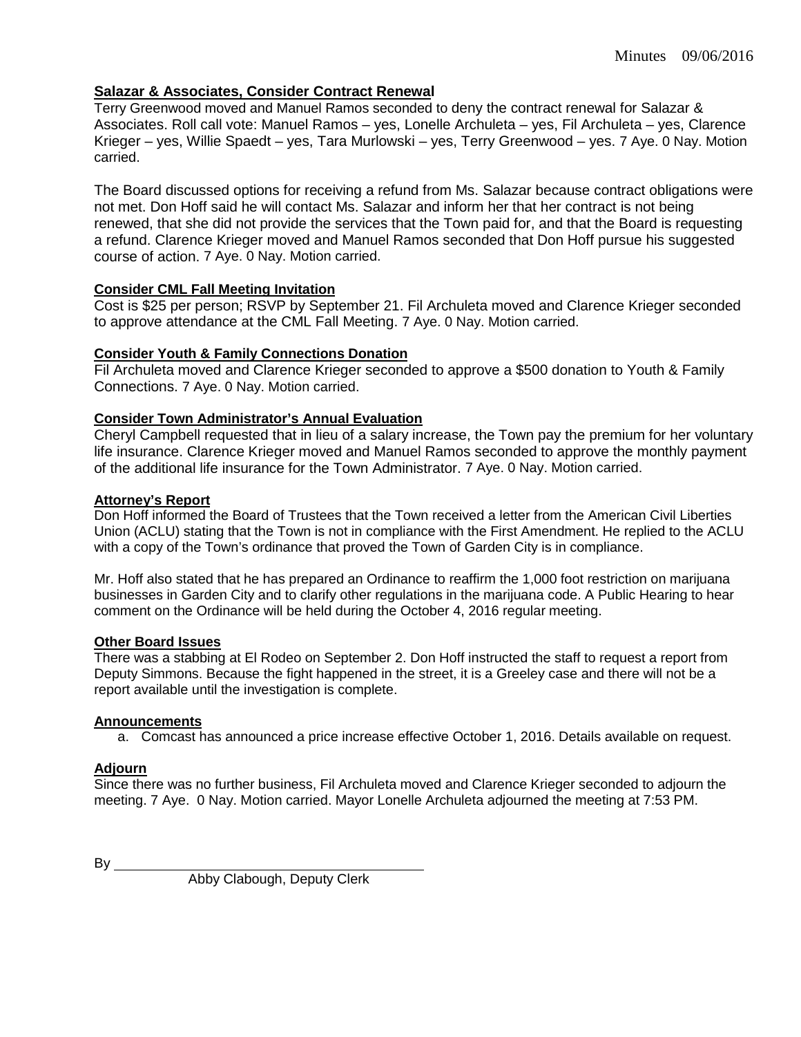**Salazar & Associates, Consider Contract Renewal**

Terry Greenwood moved and Manuel Ramos seconded to deny the contract renewal for Salazar & Associates. Roll call vote: Manuel Ramos – yes, Lonelle Archuleta – yes, Fil Archuleta – yes, Clarence Krieger – yes, Willie Spaedt – yes, Tara Murlowski – yes, Terry Greenwood – yes. 7 Aye. 0 Nay. Motion carried.

The Board discussed options for receiving a refund from Ms. Salazar because contract obligations were not met. Don Hoff said he will contact Ms. Salazar and inform her that her contract is not being renewed, that she did not provide the services that the Town paid for, and that the Board is requesting a refund. Clarence Krieger moved and Manuel Ramos seconded that Don Hoff pursue his suggested course of action. 7 Aye. 0 Nay. Motion carried.

**Consider CML Fall Meeting Invitation**

Cost is $25 per person; RSVP by September 21. Fil Archuleta moved and Clarence Krieger seconded to approve attendance at the CML Fall Meeting. 7 Aye. 0 Nay. Motion carried.

**Consider Youth & Family Connections Donation**

Fil Archuleta moved and Clarence Krieger seconded to approve a $500 donation to Youth & Family Connections. 7 Aye. 0 Nay. Motion carried.

**Consider Town Administrator's Annual Evaluation**

Cheryl Campbell requested that in lieu of a salary increase, the Town pay the premium for her voluntary life insurance. Clarence Krieger moved and Manuel Ramos seconded to approve the monthly payment of the additional life insurance for the Town Administrator. 7 Aye. 0 Nay. Motion carried.

**Attorney's Report**

Don Hoff informed the Board of Trustees that the Town received a letter from the American Civil Liberties Union (ACLU) stating that the Town is not in compliance with the First Amendment. He replied to the ACLU with a copy of the Town's ordinance that proved the Town of Garden City is in compliance.

Mr. Hoff also stated that he has prepared an Ordinance to reaffirm the 1,000 foot restriction on marijuana businesses in Garden City and to clarify other regulations in the marijuana code. A Public Hearing to hear comment on the Ordinance will be held during the October 4, 2016 regular meeting.

**Other Board Issues**

There was a stabbing at El Rodeo on September 2. Don Hoff instructed the staff to request a report from Deputy Simmons. Because the fight happened in the street, it is a Greeley case and there will not be a report available until the investigation is complete.

**Announcements**

a. Comcast has announced a price increase effective October 1, 2016. Details available on request.

**Adjourn**

Since there was no further business, Fil Archuleta moved and Clarence Krieger seconded to adjourn the meeting. 7 Aye. 0 Nay. Motion carried. Mayor Lonelle Archuleta adjourned the meeting at 7:53 PM.

By ________________________________________

Abby Clabough, Deputy Clerk